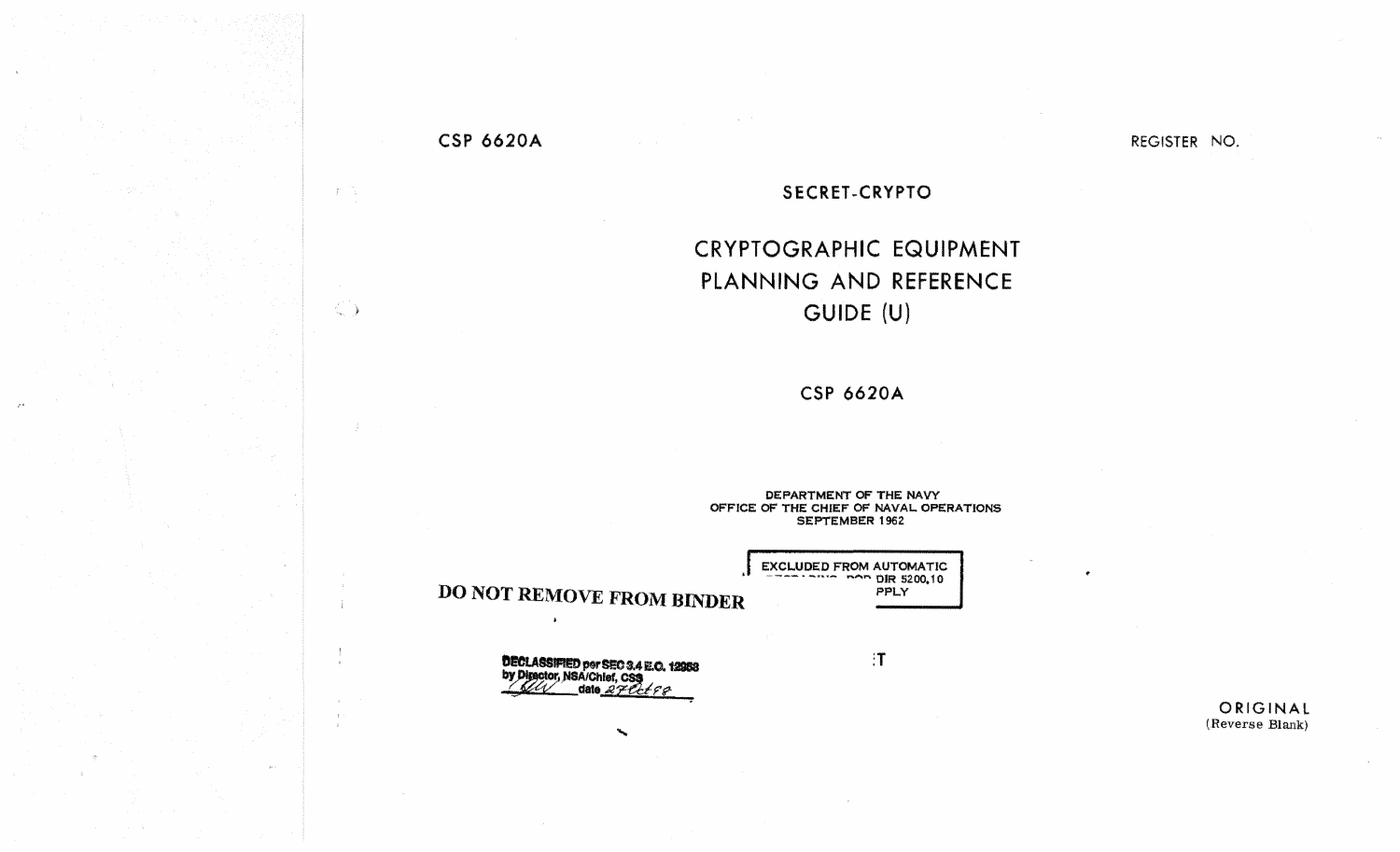CSP 6620A

REGISTER NO.

SECRET-CRYPTO

# CRYPTOGRAPHIC EQUIPMENT PLANNING AND REFERENCE GUIDE (U)

CSP 6620A

DEPARTMENT OF THE NAVY
OFFICE OF THE CHIEF OF NAVAL OPERATIONS
SEPTEMBER 1962

EXCLUDED FROM AUTOMATIC
~~REGRADING~~ DOD DIR 5200.10
~~DOES NOT A~~PPLY

**DO NOT REMOVE FROM BINDER**

DECLASSIFIED per SEC 3.4 E.O. 12958
by Director, NSA/Chief, CSS
date 27Oct98

~~SECRE~~T

ORIGINAL
(Reverse Blank)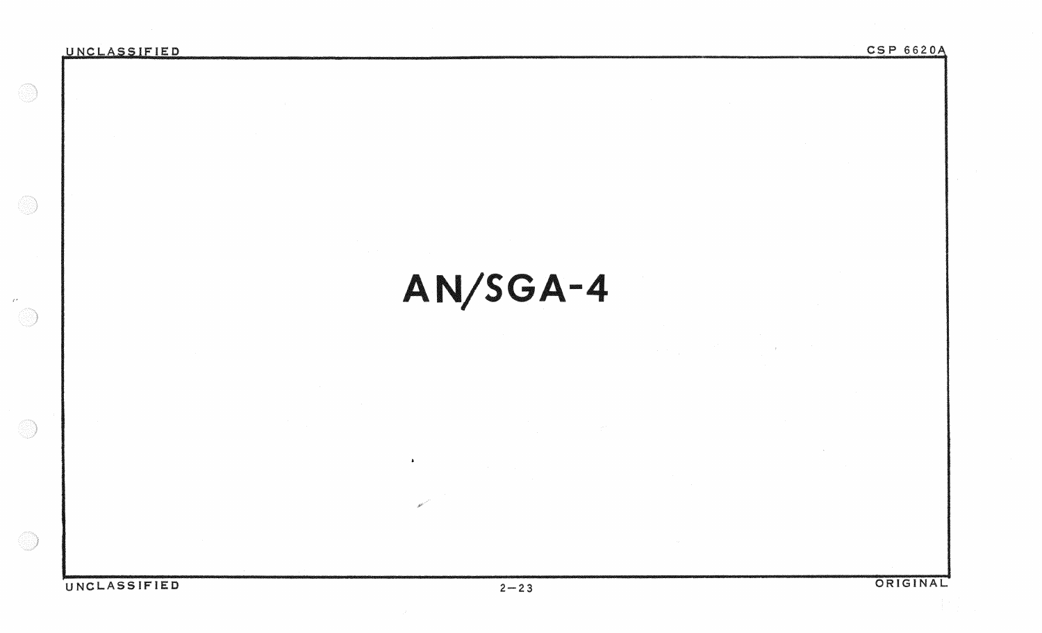# AN/SGA-4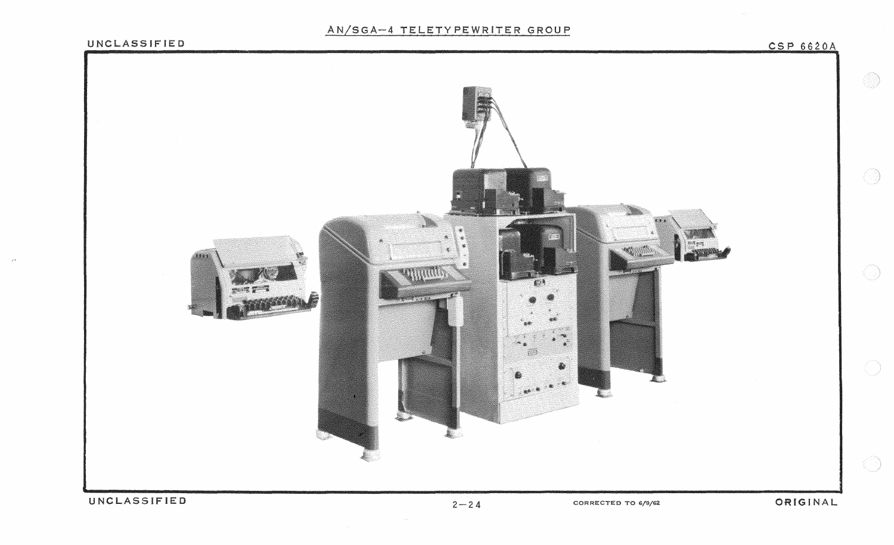## AN/SGA-4 TELETYPEWRITER GROUP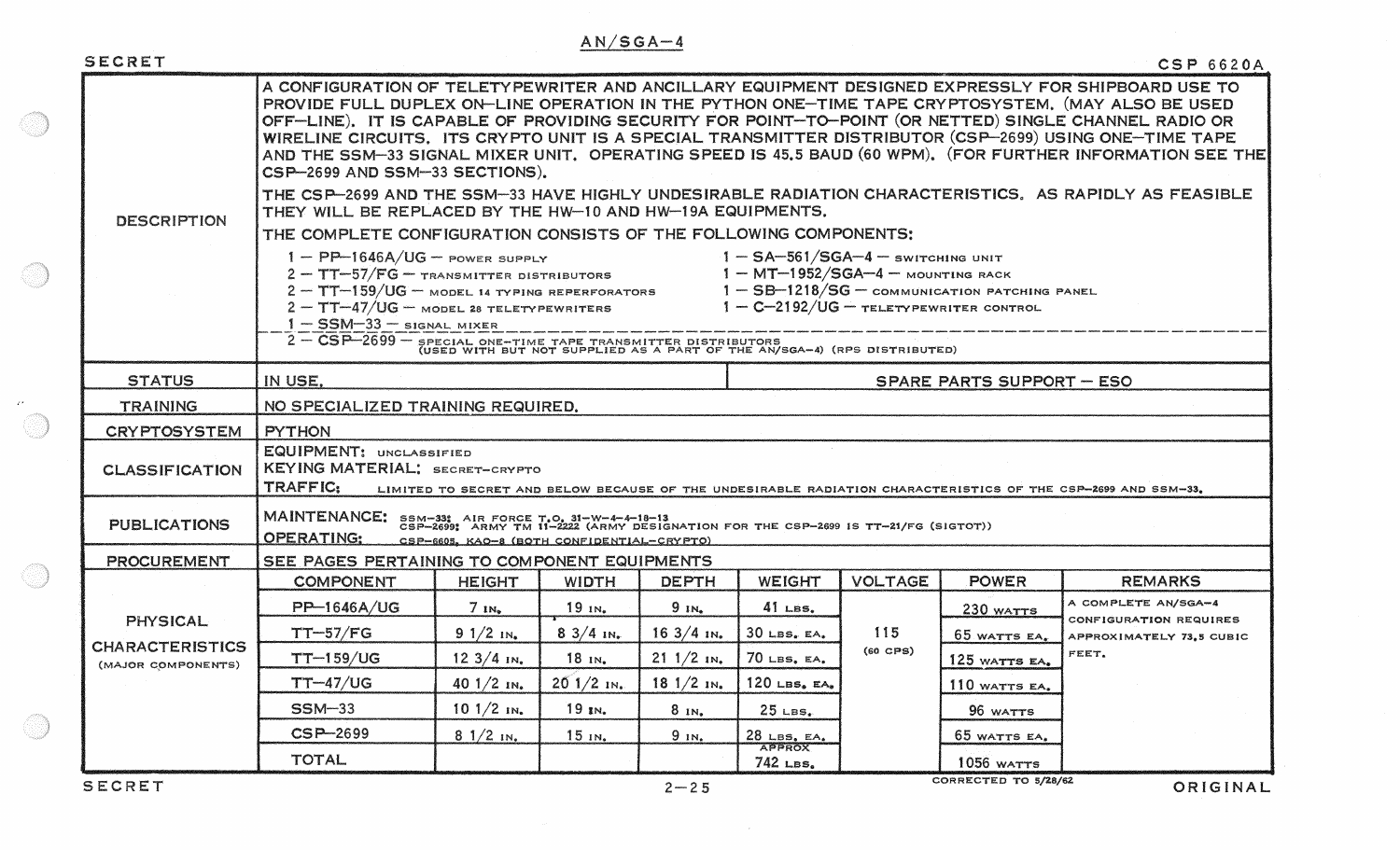SECRET

# AN/SGA-4

CSP 6620A

| | |
|---|---|
| DESCRIPTION | A CONFIGURATION OF TELETYPEWRITER AND ANCILLARY EQUIPMENT DESIGNED EXPRESSLY FOR SHIPBOARD USE TO PROVIDE FULL DUPLEX ON-LINE OPERATION IN THE PYTHON ONE-TIME TAPE CRYPTOSYSTEM. (MAY ALSO BE USED OFF-LINE). IT IS CAPABLE OF PROVIDING SECURITY FOR POINT-TO-POINT (OR NETTED) SINGLE CHANNEL RADIO OR WIRELINE CIRCUITS. ITS CRYPTO UNIT IS A SPECIAL TRANSMITTER DISTRIBUTOR (CSP-2699) USING ONE-TIME TAPE AND THE SSM-33 SIGNAL MIXER UNIT. OPERATING SPEED IS 45.5 BAUD (60 WPM). (FOR FURTHER INFORMATION SEE THE CSP-2699 AND SSM-33 SECTIONS).<br><br>THE CSP-2699 AND THE SSM-33 HAVE HIGHLY UNDESIRABLE RADIATION CHARACTERISTICS. AS RAPIDLY AS FEASIBLE THEY WILL BE REPLACED BY THE HW-10 AND HW-19A EQUIPMENTS.<br><br>THE COMPLETE CONFIGURATION CONSISTS OF THE FOLLOWING COMPONENTS:<br>1 - PP-1646A/UG - POWER SUPPLY<br>2 - TT-57/FG - TRANSMITTER DISTRIBUTORS<br>2 - TT-159/UG - MODEL 14 TYPING REPERFORATORS<br>2 - TT-47/UG - MODEL 28 TELETYPEWRITERS<br>1 - SSM-33 - SIGNAL MIXER<br>1 - SA-561/SGA-4 - SWITCHING UNIT<br>1 - MT-1952/SGA-4 - MOUNTING RACK<br>1 - SB-1218/SG - COMMUNICATION PATCHING PANEL<br>1 - C-2192/UG - TELETYPEWRITER CONTROL<br>2 - CSP-2699 - SPECIAL ONE-TIME TAPE TRANSMITTER DISTRIBUTORS (USED WITH BUT NOT SUPPLIED AS A PART OF THE AN/SGA-4) (RPS DISTRIBUTED) |
| STATUS | IN USE. — SPARE PARTS SUPPORT - ESO |
| TRAINING | NO SPECIALIZED TRAINING REQUIRED. |
| CRYPTOSYSTEM | PYTHON |
| CLASSIFICATION | EQUIPMENT: UNCLASSIFIED<br>KEYING MATERIAL: SECRET-CRYPTO<br>TRAFFIC: LIMITED TO SECRET AND BELOW BECAUSE OF THE UNDESIRABLE RADIATION CHARACTERISTICS OF THE CSP-2699 AND SSM-33. |
| PUBLICATIONS | MAINTENANCE: SSM-33: AIR FORCE T.O. 31-W-4-4-18-13; CSP-2699: ARMY TM 11-2222 (ARMY DESIGNATION FOR THE CSP-2699 IS TT-21/FG (SIGTOT))<br>OPERATING: CSP-6605, KAO-8 (BOTH CONFIDENTIAL-CRYPTO) |
| PROCUREMENT | SEE PAGES PERTAINING TO COMPONENT EQUIPMENTS |

**PHYSICAL CHARACTERISTICS (MAJOR COMPONENTS)**

| COMPONENT | HEIGHT | WIDTH | DEPTH | WEIGHT | VOLTAGE | POWER | REMARKS |
|---|---|---|---|---|---|---|---|
| PP-1646A/UG | 7 IN. | 19 IN. | 9 IN. | 41 LBS. | 115 (60 CPS) | 230 WATTS | A COMPLETE AN/SGA-4 CONFIGURATION REQUIRES APPROXIMATELY 73.5 CUBIC FEET. |
| TT-57/FG | 9 1/2 IN. | 8 3/4 IN. | 16 3/4 IN. | 30 LBS. EA. | | 65 WATTS EA. | |
| TT-159/UG | 12 3/4 IN. | 18 IN. | 21 1/2 IN. | 70 LBS. EA. | | 125 WATTS EA. | |
| TT-47/UG | 40 1/2 IN. | 20 1/2 IN. | 18 1/2 IN. | 120 LBS. EA. | | 110 WATTS EA. | |
| SSM-33 | 10 1/2 IN. | 19 IN. | 8 IN. | 25 LBS. | | 96 WATTS | |
| CSP-2699 | 8 1/2 IN. | 15 IN. | 9 IN. | 28 LBS. EA. | | 65 WATTS EA. | |
| TOTAL | | | | APPROX 742 LBS. | | 1056 WATTS | |

SECRET

CORRECTED TO 5/28/62

ORIGINAL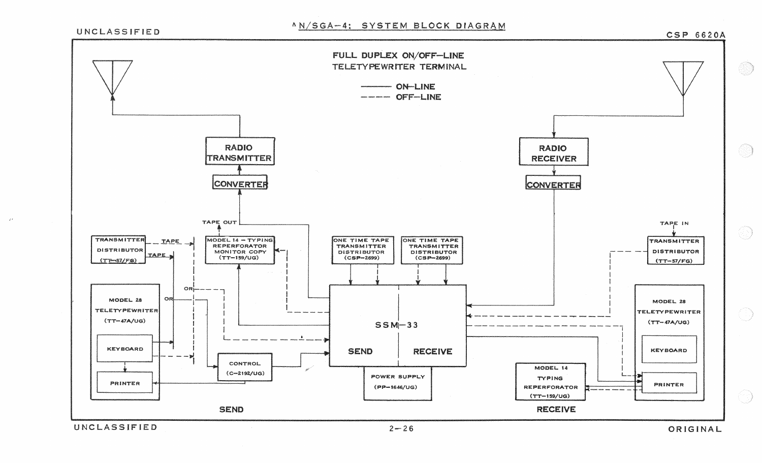# AN/SGA-4: SYSTEM BLOCK DIAGRAM

FULL DUPLEX ON/OFF-LINE
TELETYPEWRITER TERMINAL

——— ON-LINE
- - - - OFF-LINE

RADIO TRANSMITTER

CONVERTER

RADIO RECEIVER

CONVERTER

TAPE OUT

TRANSMITTER DISTRIBUTOR (TT-57/FG)

TAPE

TAPE

MODEL 14 – TYPING REPERFORATOR MONITOR COPY (TT-159/UG)

ONE TIME TAPE TRANSMITTER DISTRIBUTOR (CSP-2699)

ONE TIME TAPE TRANSMITTER DISTRIBUTOR (CSP-2699)

TAPE IN

TRANSMITTER DISTRIBUTOR (TT-57/FG)

OR

OR

MODEL 28 TELETYPEWRITER (TT-47A/UG)

KEYBOARD

PRINTER

SSM-33

SEND

RECEIVE

CONTROL (C-2192/UG)

POWER SUPPLY (PP-1646/UG)

MODEL 28 TELETYPEWRITER (TT-47A/UG)

KEYBOARD

PRINTER

MODEL 14 TYPING REPERFORATOR (TT-159/UG)

SEND

RECEIVE